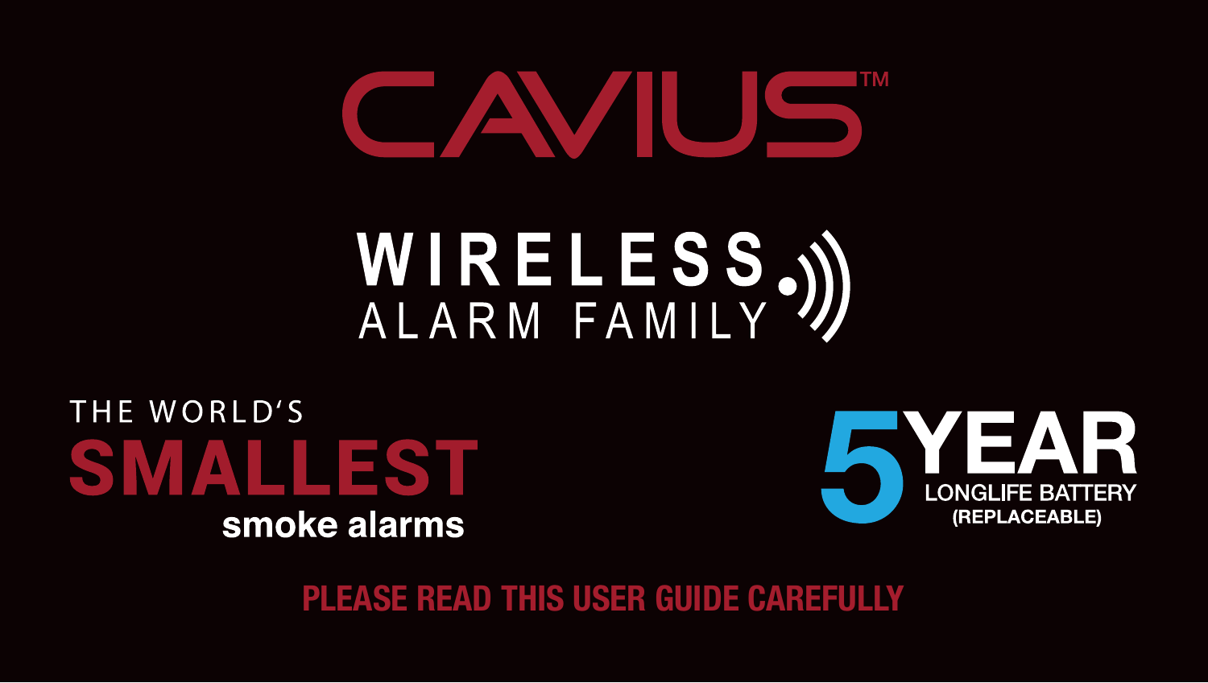# CAVIUS™

## WIRELESS ALARM FAMILY

THE WORLD'S **SMALLEST** smoke alarms

**5 YEAR** LONGLIFE BATTERY (REPLACEABLE)

**PLEASE READ THIS USER GUIDE CAREFULLY**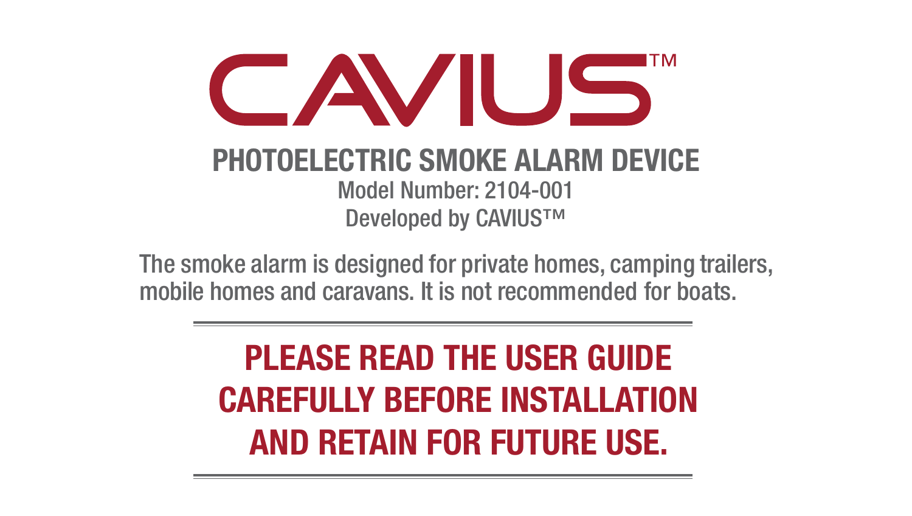# CAVIUS™

## PHOTOELECTRIC SMOKE ALARM DEVICE

Model Number: 2104-001

Developed by CAVIUS™

The smoke alarm is designed for private homes, camping trailers, mobile homes and caravans. It is not recommended for boats.

---

**PLEASE READ THE USER GUIDE CAREFULLY BEFORE INSTALLATION AND RETAIN FOR FUTURE USE.**

---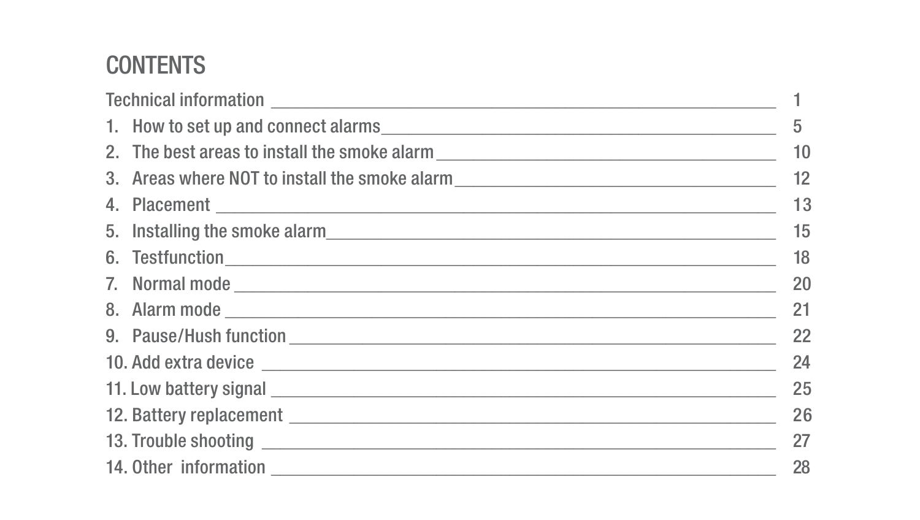# CONTENTS

| | |
|---|---|
| Technical information | 1 |
| 1. How to set up and connect alarms | 5 |
| 2. The best areas to install the smoke alarm | 10 |
| 3. Areas where NOT to install the smoke alarm | 12 |
| 4. Placement | 13 |
| 5. Installing the smoke alarm | 15 |
| 6. Testfunction | 18 |
| 7. Normal mode | 20 |
| 8. Alarm mode | 21 |
| 9. Pause/Hush function | 22 |
| 10. Add extra device | 24 |
| 11. Low battery signal | 25 |
| 12. Battery replacement | 26 |
| 13. Trouble shooting | 27 |
| 14. Other information | 28 |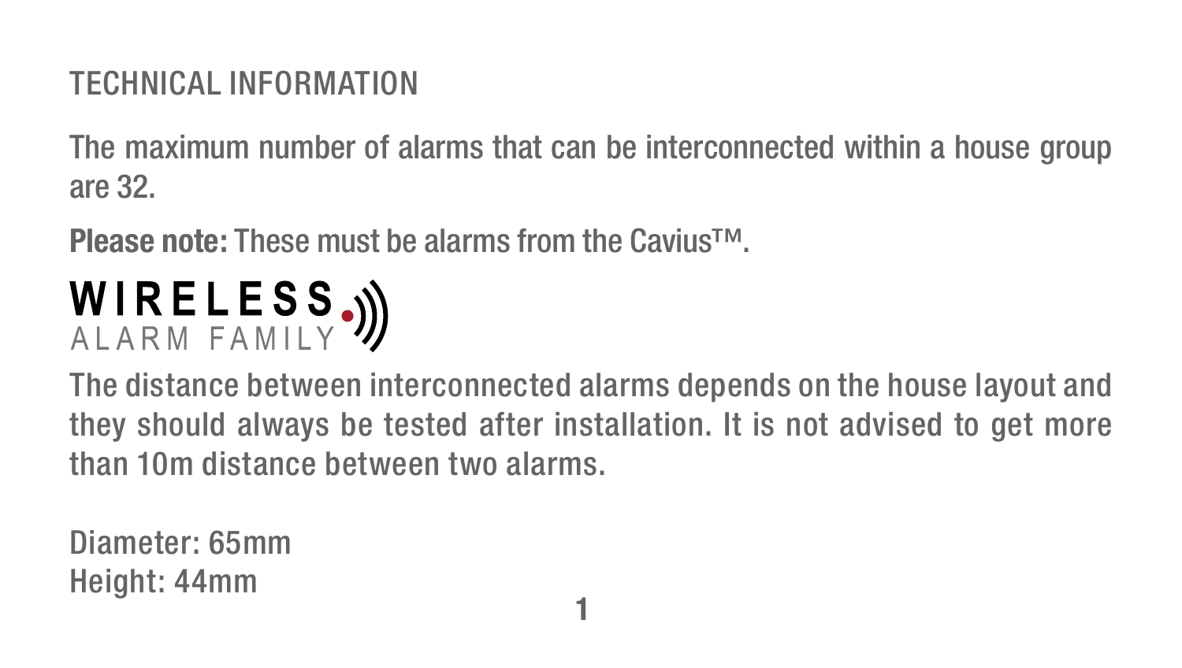## TECHNICAL INFORMATION

The maximum number of alarms that can be interconnected within a house group are 32.

**Please note:** These must be alarms from the Cavius™.

**WIRELESS**
ALARM FAMILY

The distance between interconnected alarms depends on the house layout and they should always be tested after installation. It is not advised to get more than 10m distance between two alarms.

Diameter: 65mm
Height: 44mm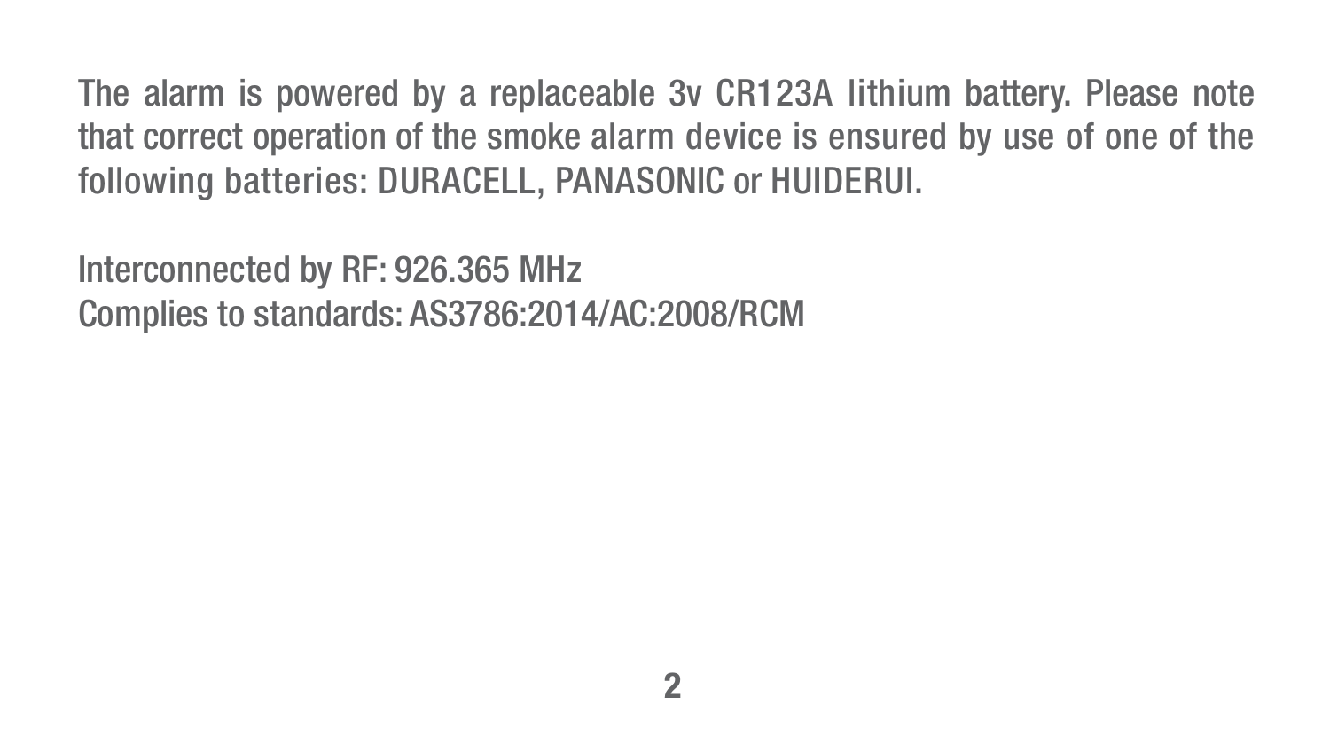The alarm is powered by a replaceable 3v CR123A lithium battery. Please note that correct operation of the smoke alarm device is ensured by use of one of the following batteries: DURACELL, PANASONIC or HUIDERUI.

Interconnected by RF: 926.365 MHz
Complies to standards: AS3786:2014/AC:2008/RCM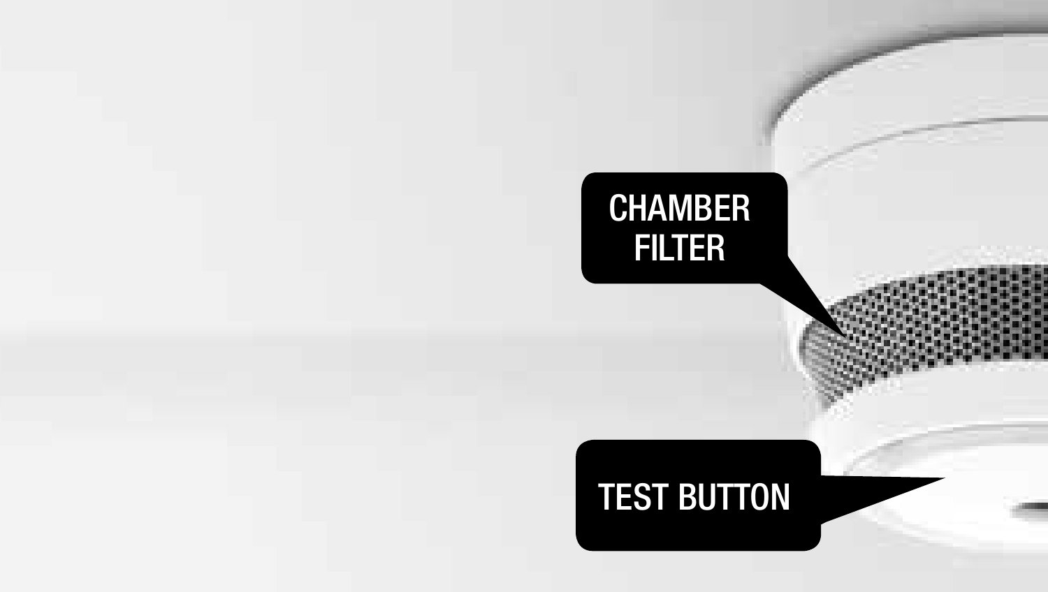CHAMBER FILTER

TEST BUTTON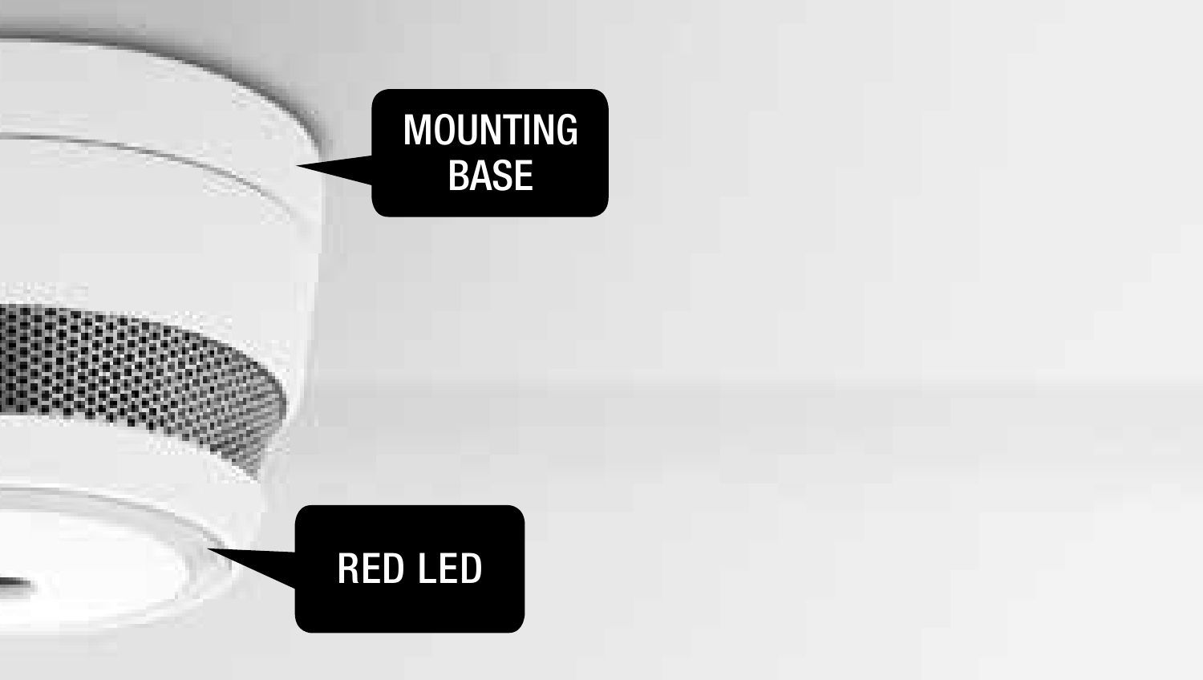MOUNTING BASE

RED LED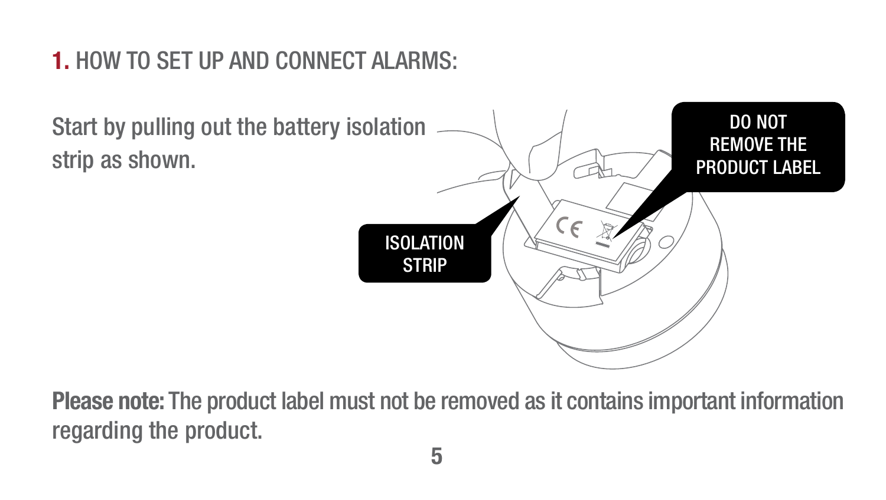## 1. HOW TO SET UP AND CONNECT ALARMS:

Start by pulling out the battery isolation strip as shown.

ISOLATION STRIP

DO NOT REMOVE THE PRODUCT LABEL

**Please note:** The product label must not be removed as it contains important information regarding the product.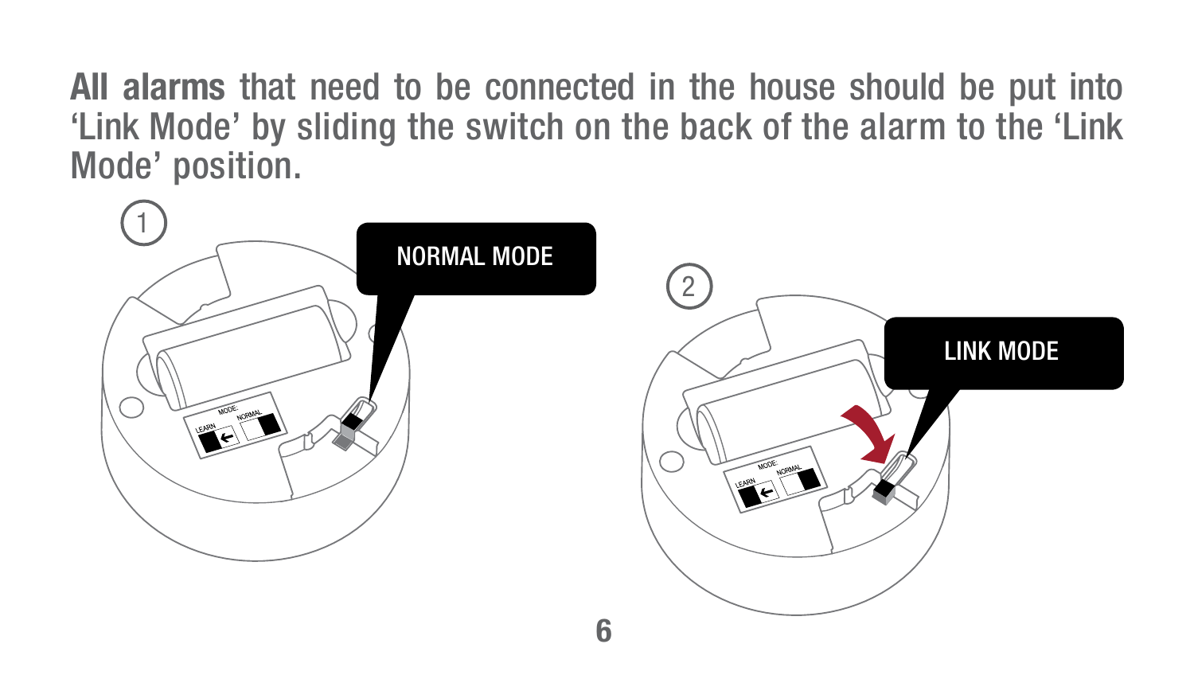**All alarms** that need to be connected in the house should be put into 'Link Mode' by sliding the switch on the back of the alarm to the 'Link Mode' position.

1

NORMAL MODE

2

LINK MODE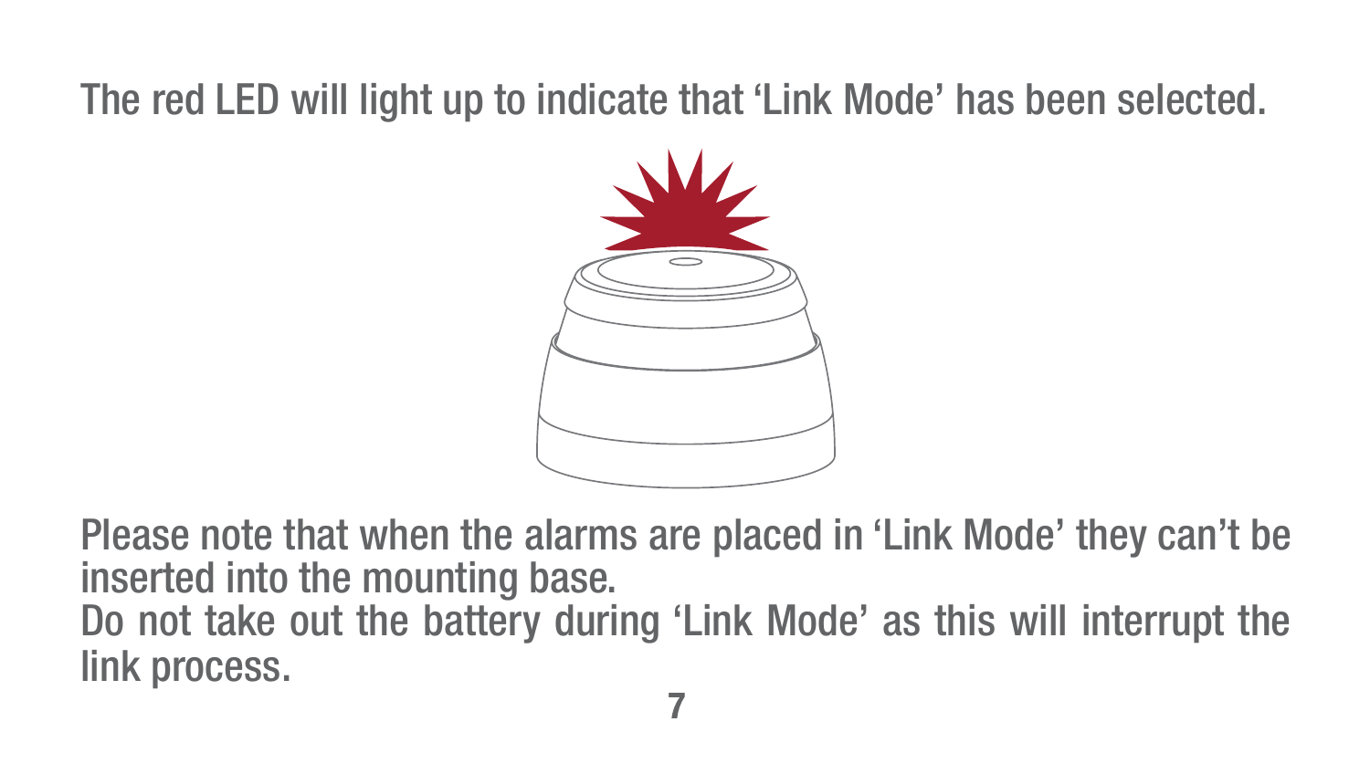The red LED will light up to indicate that ‘Link Mode’ has been selected.

Please note that when the alarms are placed in ‘Link Mode’ they can’t be inserted into the mounting base.
Do not take out the battery during ‘Link Mode’ as this will interrupt the link process.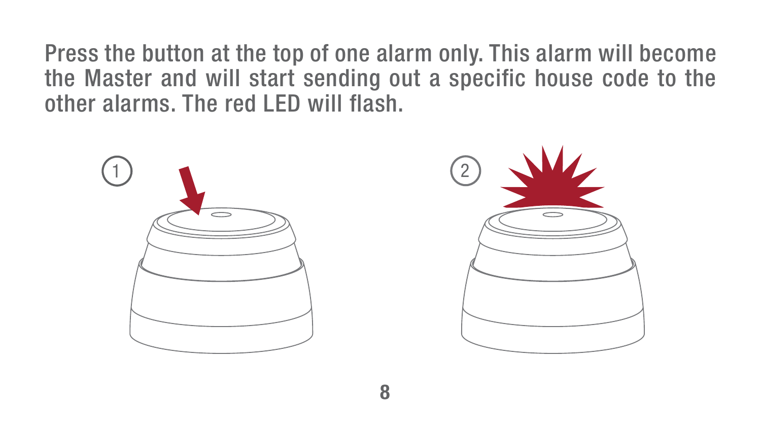Press the button at the top of one alarm only. This alarm will become the Master and will start sending out a specific house code to the other alarms. The red LED will flash.

1

2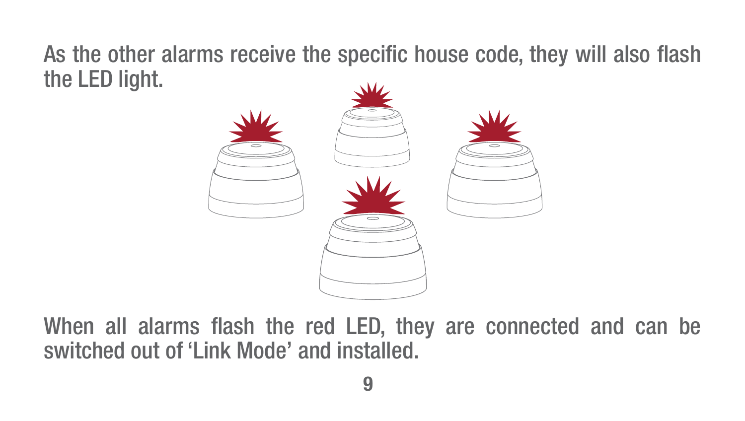As the other alarms receive the specific house code, they will also flash the LED light.

When all alarms flash the red LED, they are connected and can be switched out of ‘Link Mode’ and installed.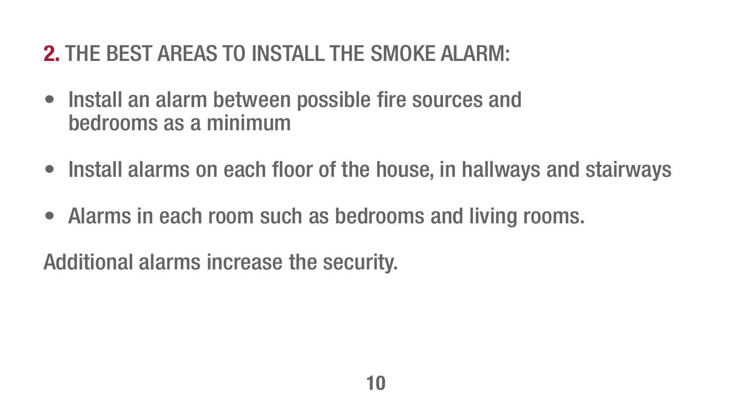## 2. THE BEST AREAS TO INSTALL THE SMOKE ALARM:

- Install an alarm between possible fire sources and bedrooms as a minimum
- Install alarms on each floor of the house, in hallways and stairways
- Alarms in each room such as bedrooms and living rooms.

Additional alarms increase the security.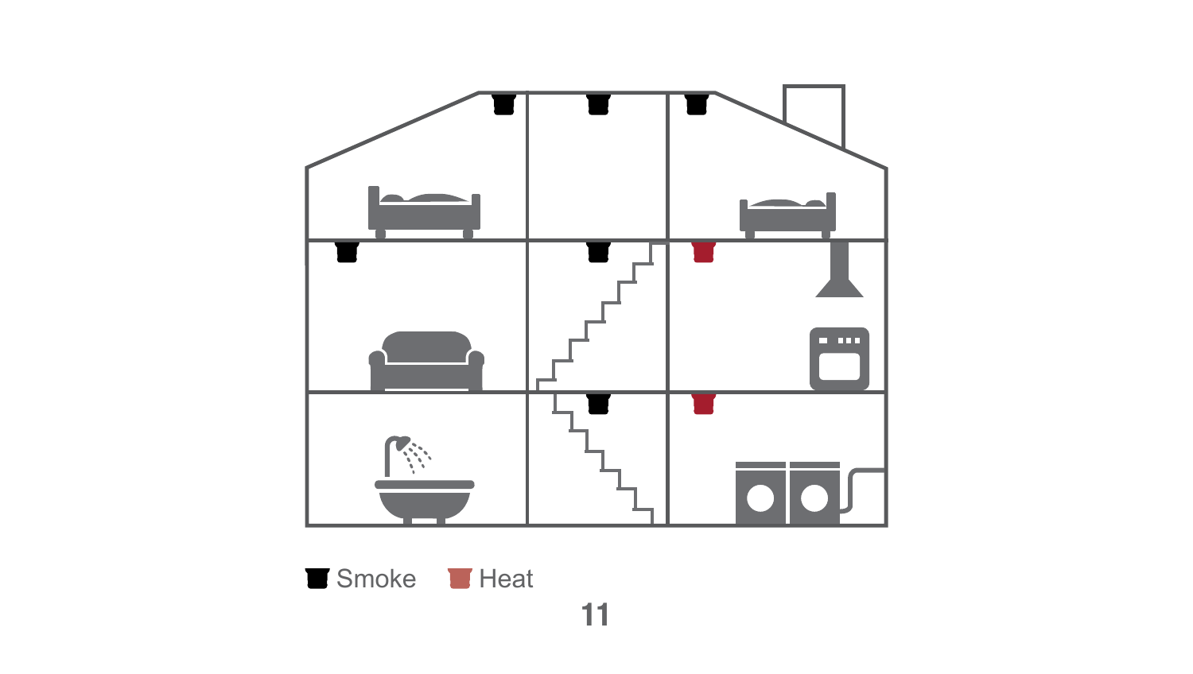Smoke Heat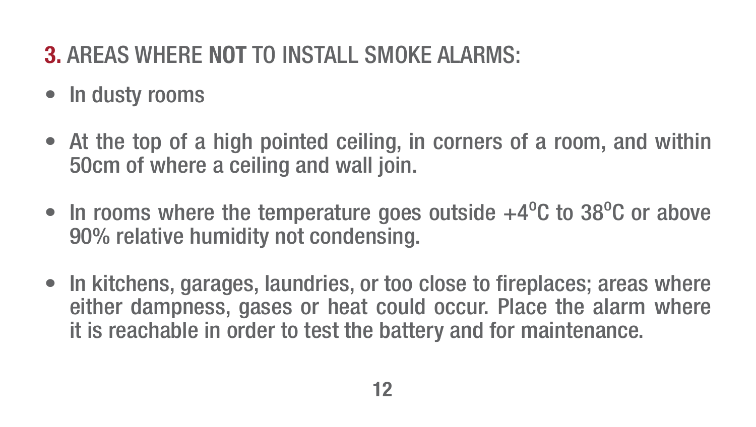## **3.** AREAS WHERE **NOT** TO INSTALL SMOKE ALARMS:

- In dusty rooms
- At the top of a high pointed ceiling, in corners of a room, and within 50cm of where a ceiling and wall join.
- In rooms where the temperature goes outside +4$^{o}$C to 38$^{o}$C or above 90% relative humidity not condensing.
- In kitchens, garages, laundries, or too close to fireplaces; areas where either dampness, gases or heat could occur. Place the alarm where it is reachable in order to test the battery and for maintenance.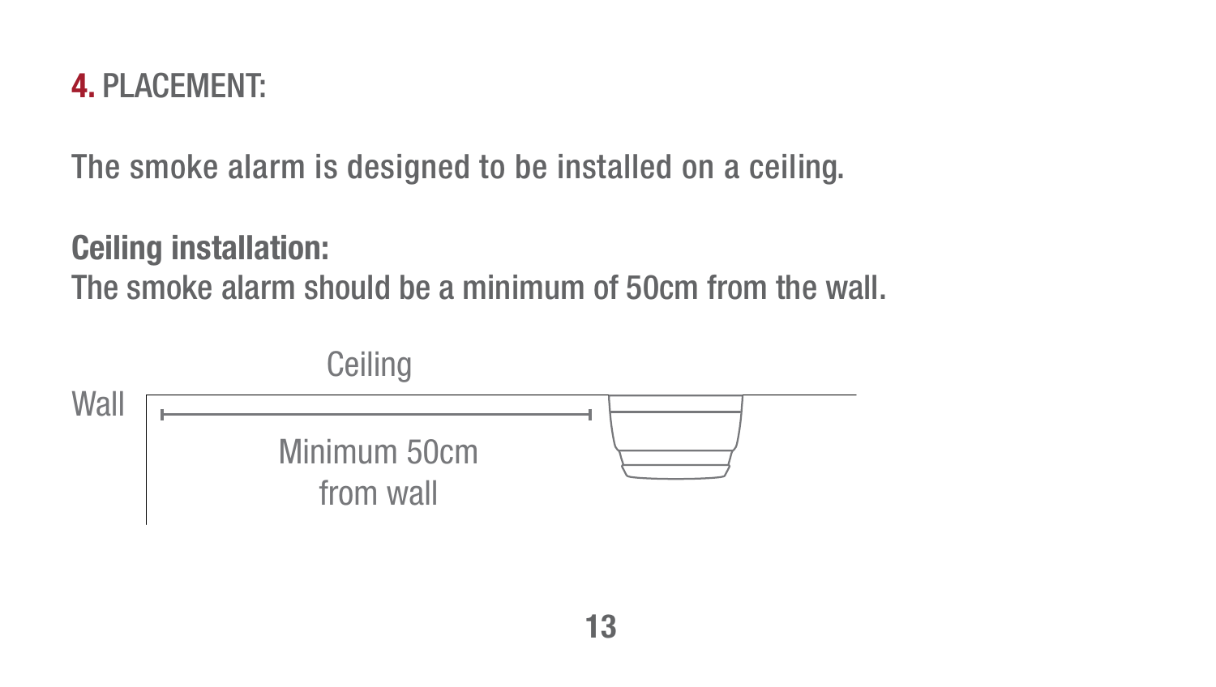## 4. PLACEMENT:

The smoke alarm is designed to be installed on a ceiling.

**Ceiling installation:**
The smoke alarm should be a minimum of 50cm from the wall.

Ceiling

Wall

Minimum 50cm from wall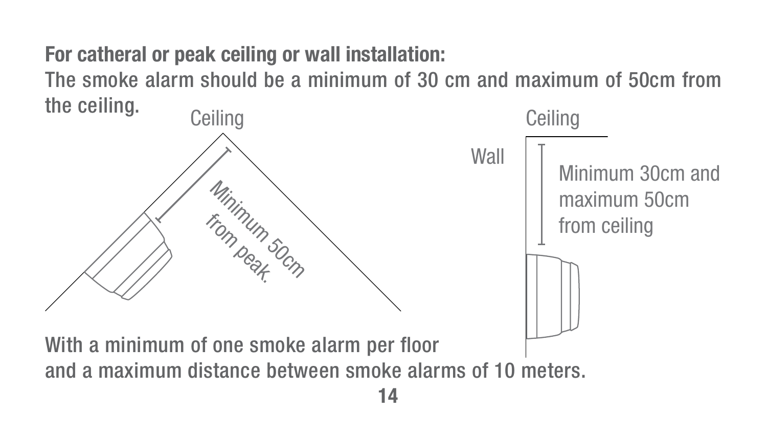**For catheral or peak ceiling or wall installation:**
**The smoke alarm should be a minimum of 30 cm and maximum of 50cm from the ceiling.**

Ceiling

Minimum 50cm from peak.

Ceiling

Wall

Minimum 30cm and maximum 50cm from ceiling

**With a minimum of one smoke alarm per floor and a maximum distance between smoke alarms of 10 meters.**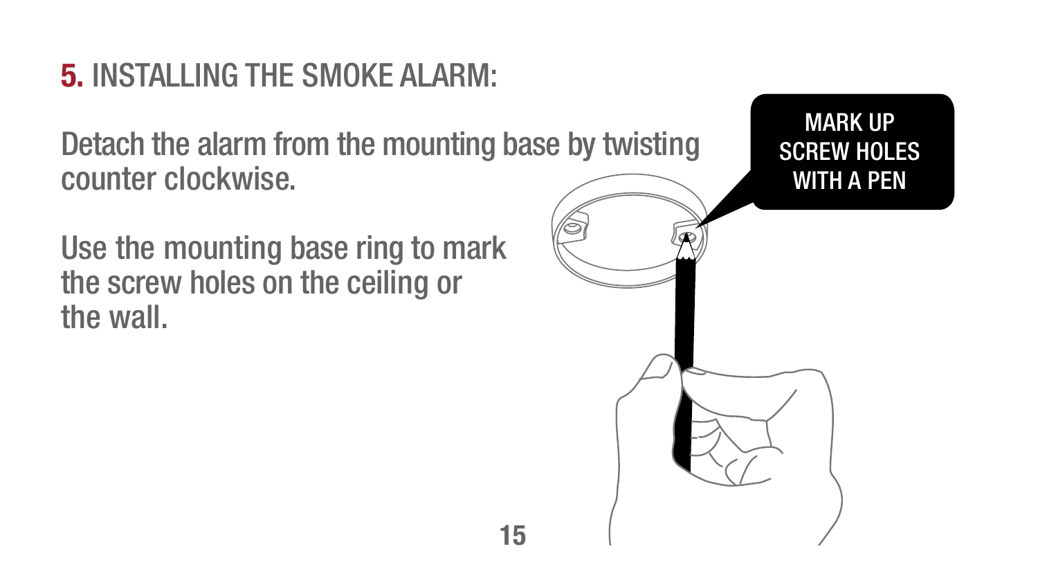## 5. INSTALLING THE SMOKE ALARM:

Detach the alarm from the mounting base by twisting counter clockwise.

Use the mounting base ring to mark the screw holes on the ceiling or the wall.

MARK UP SCREW HOLES WITH A PEN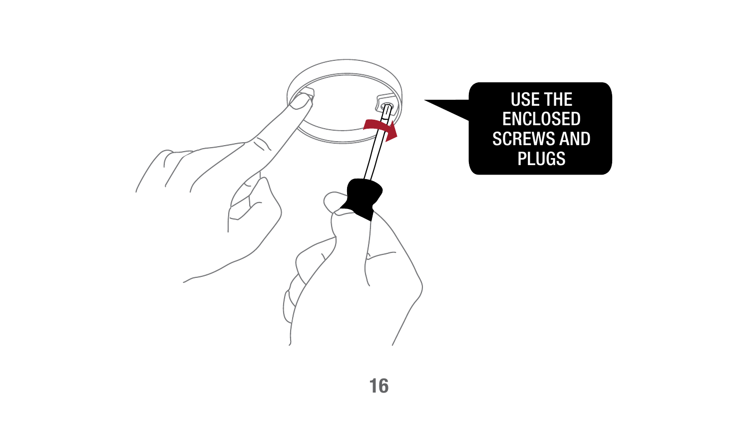USE THE ENCLOSED SCREWS AND PLUGS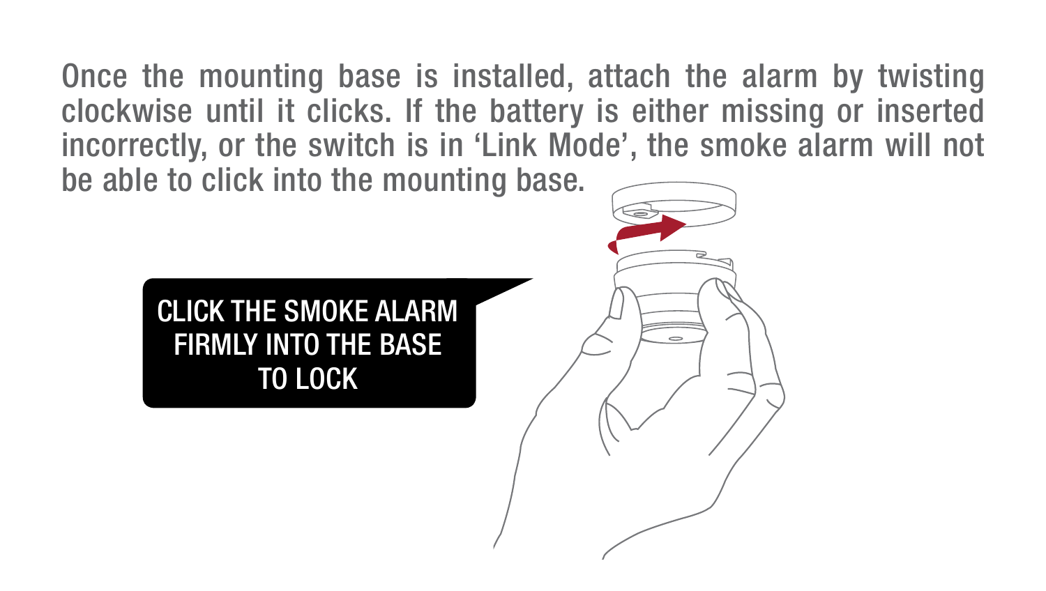Once the mounting base is installed, attach the alarm by twisting clockwise until it clicks. If the battery is either missing or inserted incorrectly, or the switch is in ‘Link Mode’, the smoke alarm will not be able to click into the mounting base.

CLICK THE SMOKE ALARM FIRMLY INTO THE BASE TO LOCK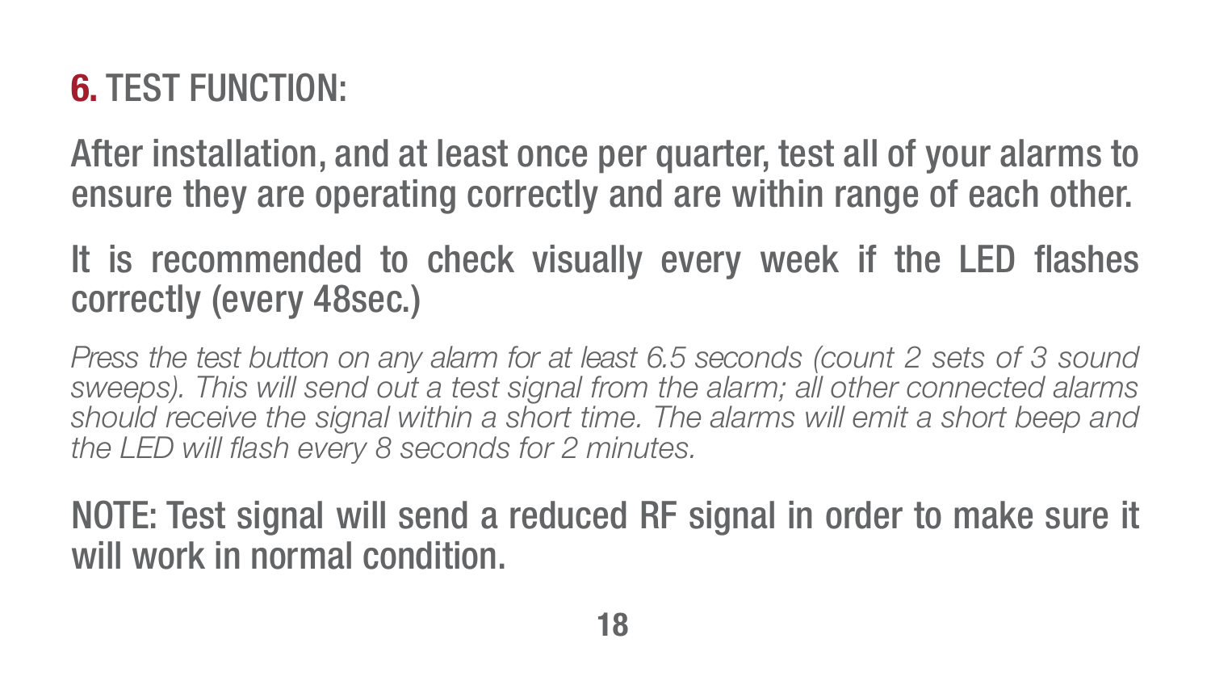## 6. TEST FUNCTION:

After installation, and at least once per quarter, test all of your alarms to ensure they are operating correctly and are within range of each other.

It is recommended to check visually every week if the LED flashes correctly (every 48sec.)

*Press the test button on any alarm for at least 6.5 seconds (count 2 sets of 3 sound sweeps). This will send out a test signal from the alarm; all other connected alarms should receive the signal within a short time. The alarms will emit a short beep and the LED will flash every 8 seconds for 2 minutes.*

NOTE: Test signal will send a reduced RF signal in order to make sure it will work in normal condition.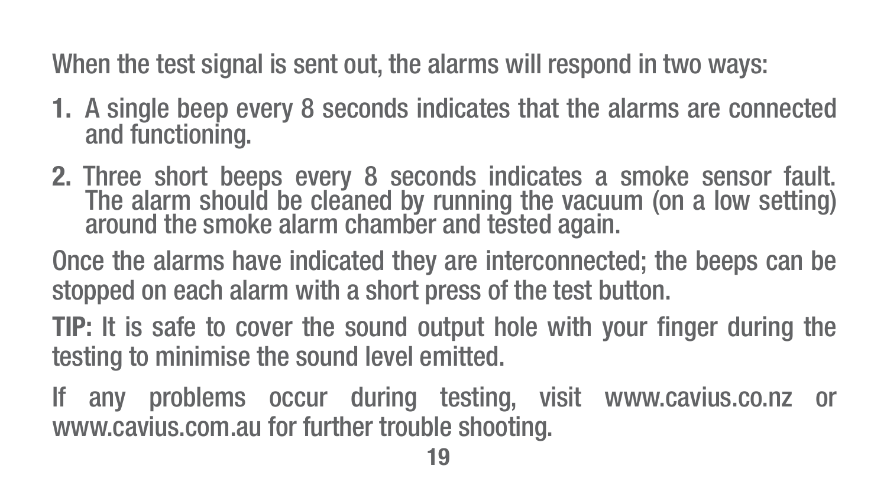When the test signal is sent out, the alarms will respond in two ways:

1. A single beep every 8 seconds indicates that the alarms are connected and functioning.
2. Three short beeps every 8 seconds indicates a smoke sensor fault. The alarm should be cleaned by running the vacuum (on a low setting) around the smoke alarm chamber and tested again.

Once the alarms have indicated they are interconnected; the beeps can be stopped on each alarm with a short press of the test button.

**TIP:** It is safe to cover the sound output hole with your finger during the testing to minimise the sound level emitted.

If any problems occur during testing, visit www.cavius.co.nz or www.cavius.com.au for further trouble shooting.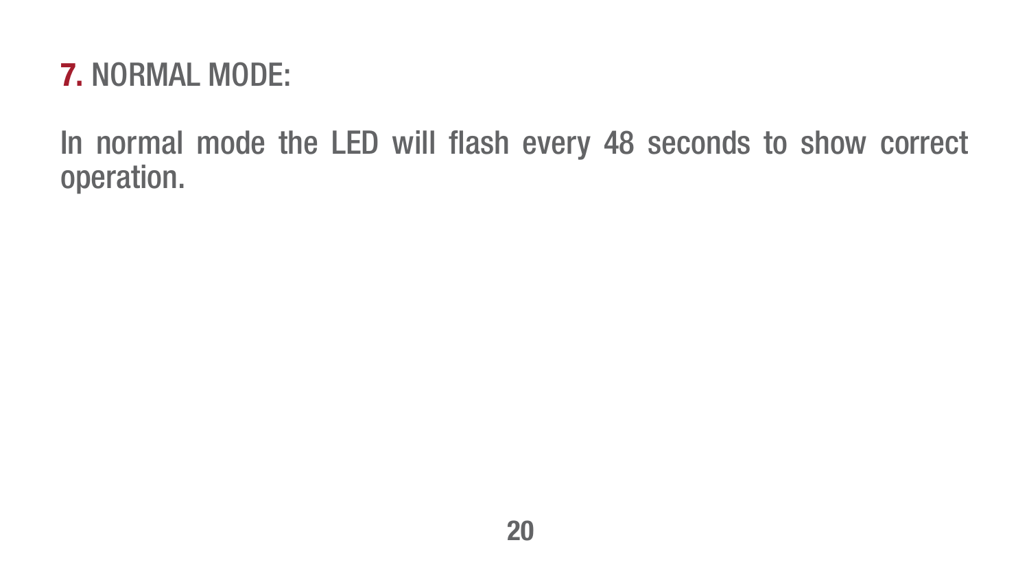## 7. NORMAL MODE:

In normal mode the LED will flash every 48 seconds to show correct operation.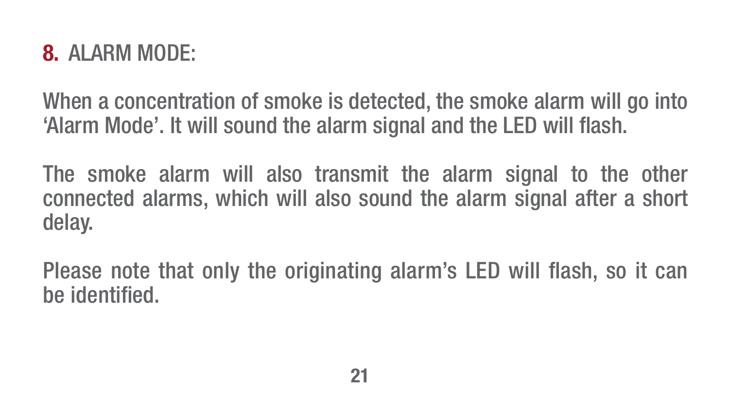## 8. ALARM MODE:

When a concentration of smoke is detected, the smoke alarm will go into 'Alarm Mode'. It will sound the alarm signal and the LED will flash.

The smoke alarm will also transmit the alarm signal to the other connected alarms, which will also sound the alarm signal after a short delay.

Please note that only the originating alarm's LED will flash, so it can be identified.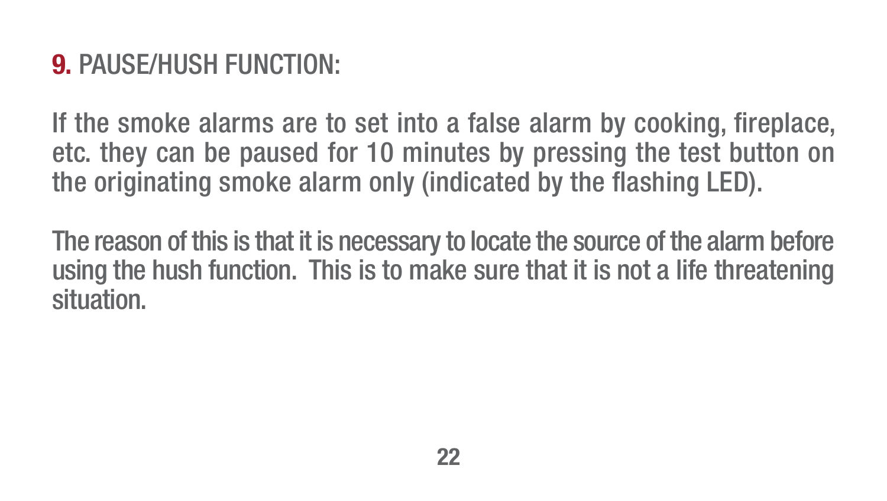## 9. PAUSE/HUSH FUNCTION:

If the smoke alarms are to set into a false alarm by cooking, fireplace, etc. they can be paused for 10 minutes by pressing the test button on the originating smoke alarm only (indicated by the flashing LED).

The reason of this is that it is necessary to locate the source of the alarm before using the hush function. This is to make sure that it is not a life threatening situation.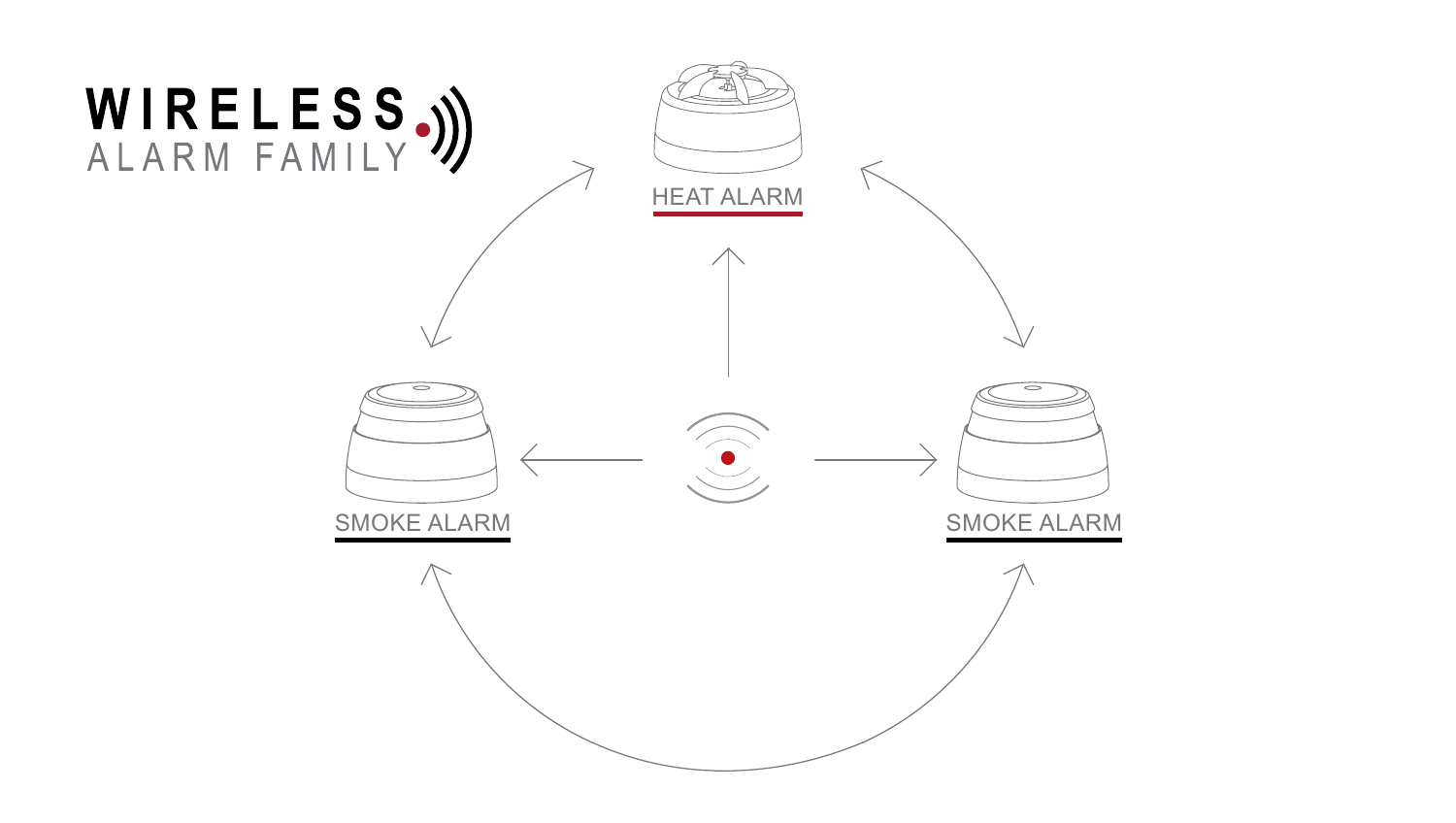**WIRELESS**
ALARM FAMILY

HEAT ALARM

SMOKE ALARM

SMOKE ALARM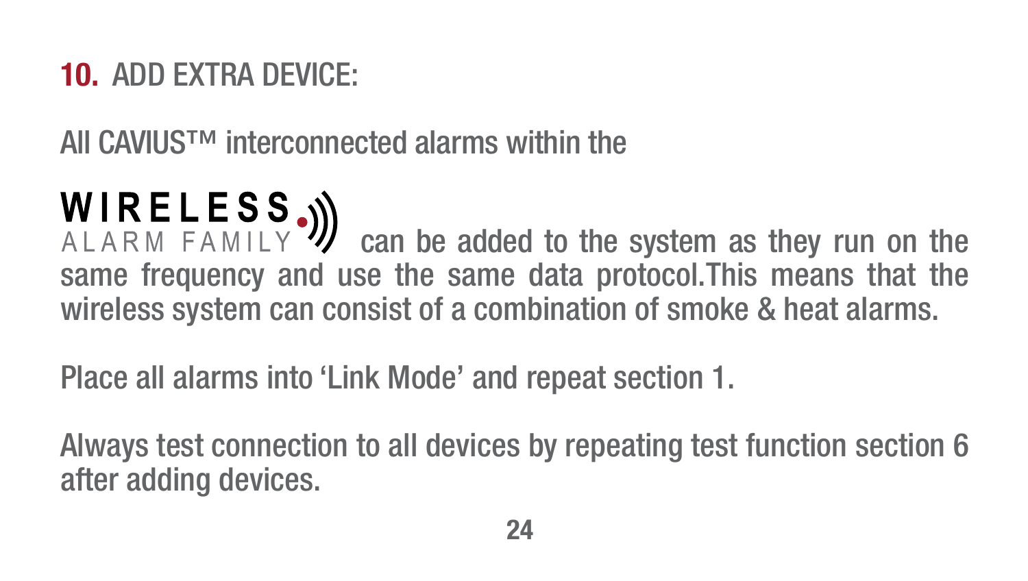## 10. ADD EXTRA DEVICE:

All CAVIUS™ interconnected alarms within the

WIRELESS ALARM FAMILY can be added to the system as they run on the same frequency and use the same data protocol.This means that the wireless system can consist of a combination of smoke & heat alarms.

Place all alarms into 'Link Mode' and repeat section 1.

Always test connection to all devices by repeating test function section 6 after adding devices.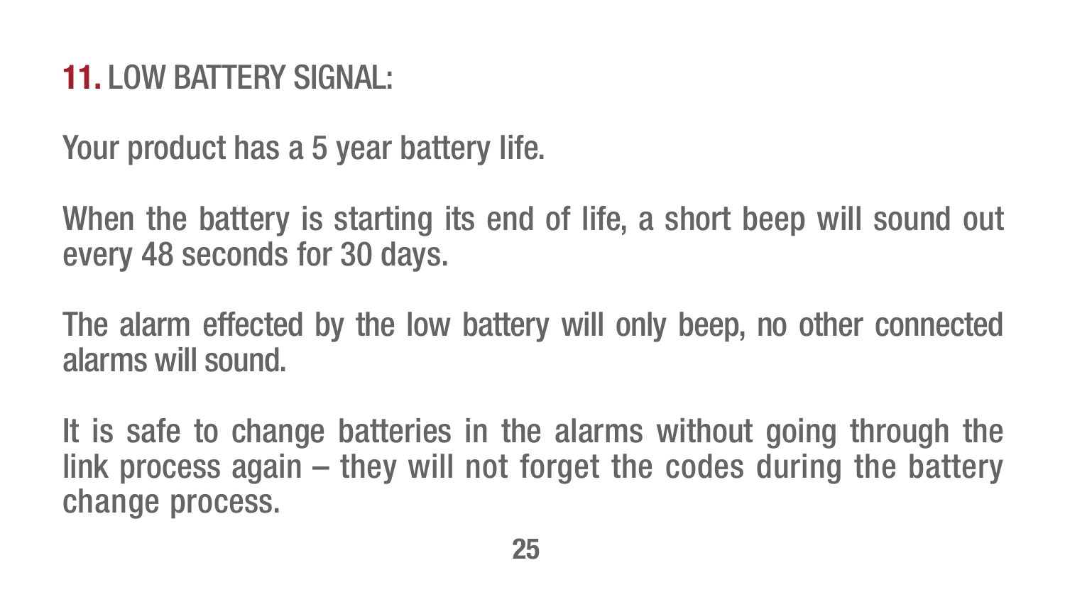## 11. LOW BATTERY SIGNAL:

Your product has a 5 year battery life.

When the battery is starting its end of life, a short beep will sound out every 48 seconds for 30 days.

The alarm effected by the low battery will only beep, no other connected alarms will sound.

It is safe to change batteries in the alarms without going through the link process again – they will not forget the codes during the battery change process.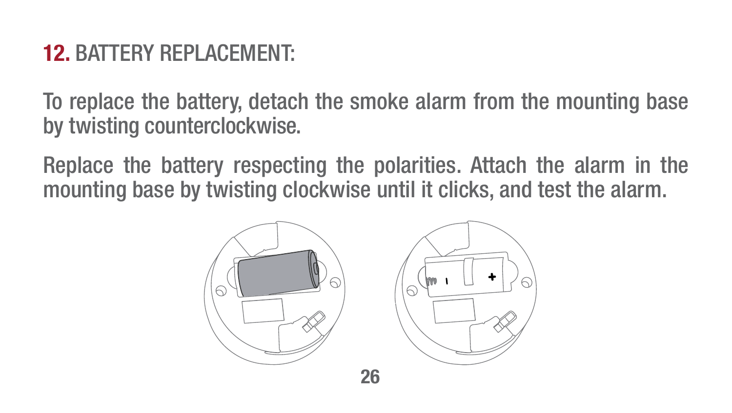## 12. BATTERY REPLACEMENT:

To replace the battery, detach the smoke alarm from the mounting base by twisting counterclockwise.

Replace the battery respecting the polarities. Attach the alarm in the mounting base by twisting clockwise until it clicks, and test the alarm.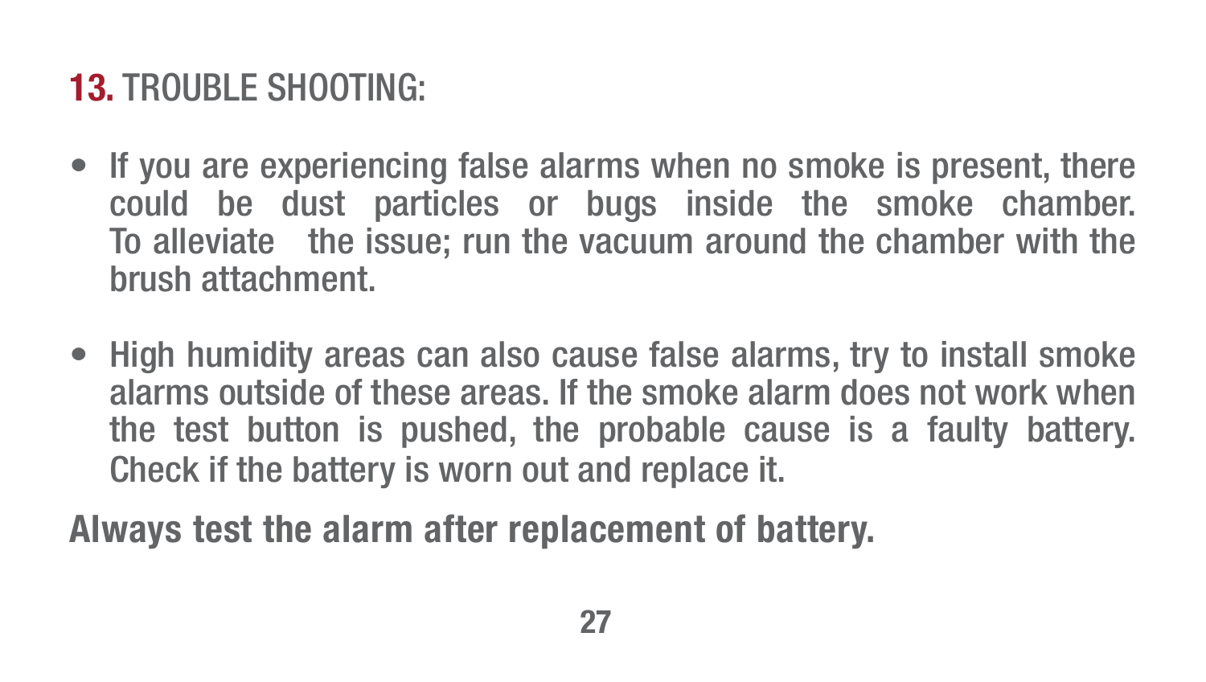## 13. TROUBLE SHOOTING:

- If you are experiencing false alarms when no smoke is present, there could be dust particles or bugs inside the smoke chamber. To alleviate the issue; run the vacuum around the chamber with the brush attachment.

- High humidity areas can also cause false alarms, try to install smoke alarms outside of these areas. If the smoke alarm does not work when the test button is pushed, the probable cause is a faulty battery. Check if the battery is worn out and replace it.

**Always test the alarm after replacement of battery.**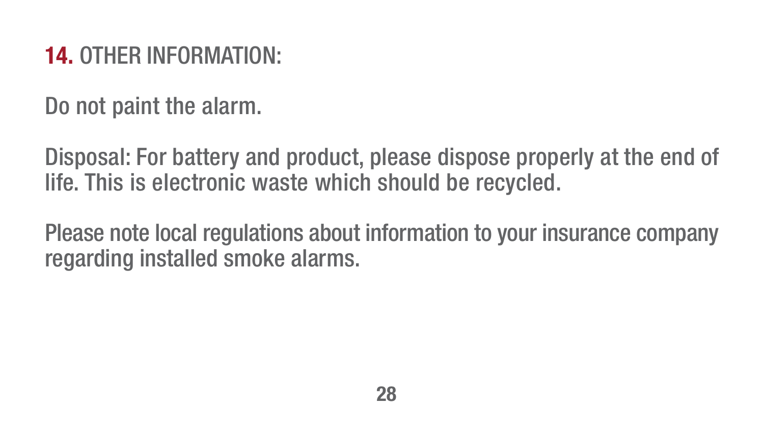## 14. OTHER INFORMATION:

Do not paint the alarm.

Disposal: For battery and product, please dispose properly at the end of life. This is electronic waste which should be recycled.

Please note local regulations about information to your insurance company regarding installed smoke alarms.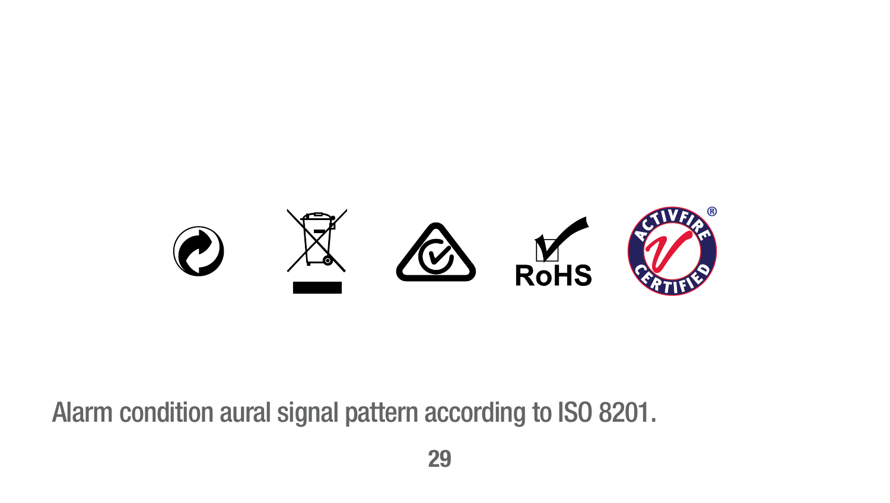Alarm condition aural signal pattern according to ISO 8201.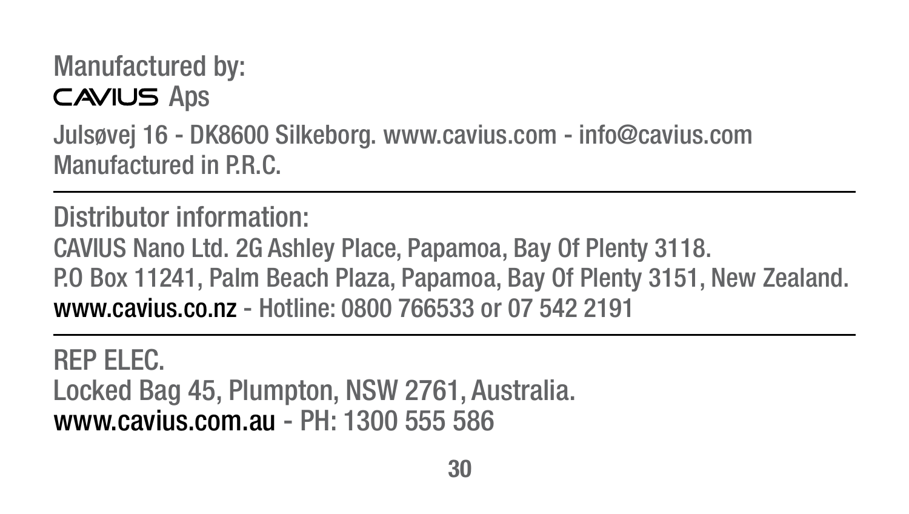Manufactured by:
CAVIUS Aps

Julsøvej 16 - DK8600 Silkeborg. www.cavius.com - info@cavius.com
Manufactured in P.R.C.

---

Distributor information:
CAVIUS Nano Ltd. 2G Ashley Place, Papamoa, Bay Of Plenty 3118.
P.O Box 11241, Palm Beach Plaza, Papamoa, Bay Of Plenty 3151, New Zealand.
www.cavius.co.nz - Hotline: 0800 766533 or 07 542 2191

---

REP ELEC.
Locked Bag 45, Plumpton, NSW 2761, Australia.
www.cavius.com.au - PH: 1300 555 586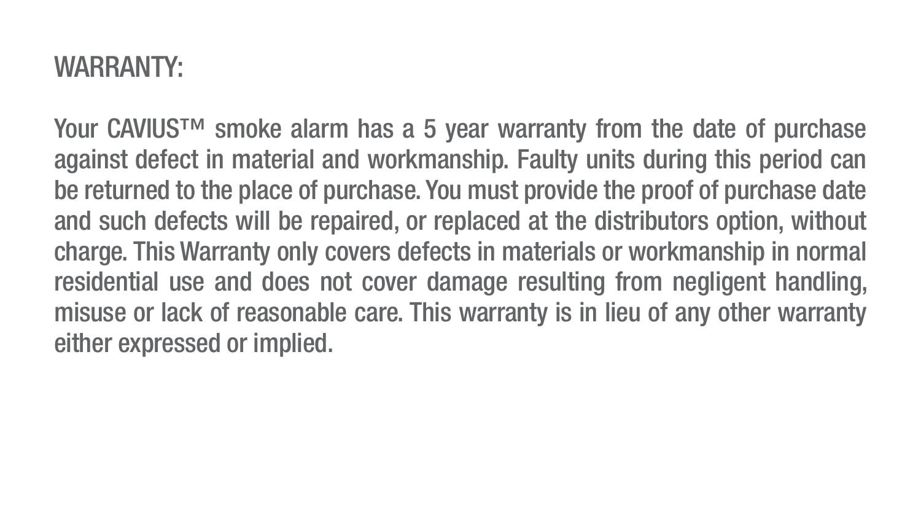## WARRANTY:

Your CAVIUS™ smoke alarm has a 5 year warranty from the date of purchase against defect in material and workmanship. Faulty units during this period can be returned to the place of purchase. You must provide the proof of purchase date and such defects will be repaired, or replaced at the distributors option, without charge. This Warranty only covers defects in materials or workmanship in normal residential use and does not cover damage resulting from negligent handling, misuse or lack of reasonable care. This warranty is in lieu of any other warranty either expressed or implied.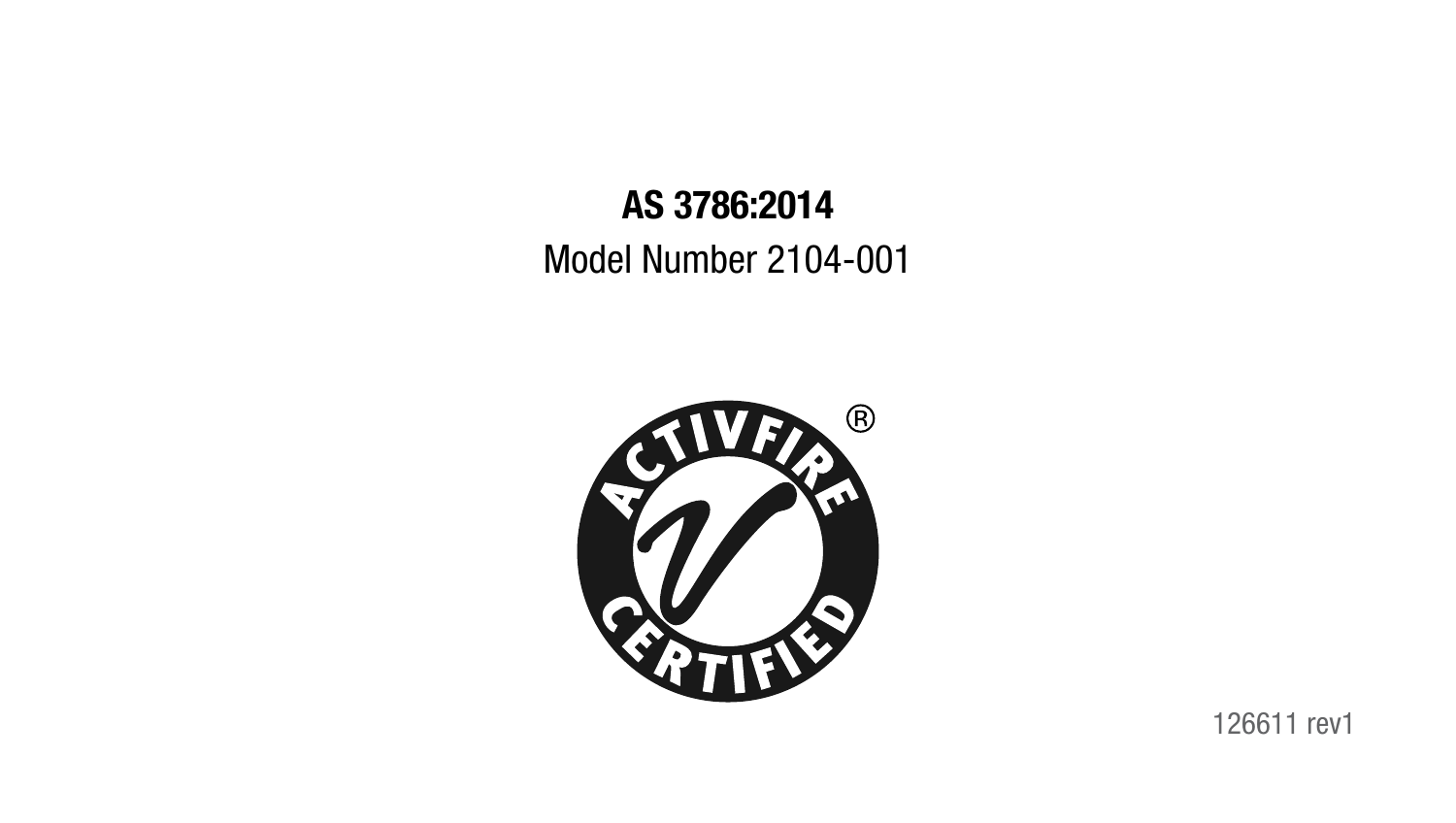**AS 3786:2014**

Model Number 2104-001

ACTIVFIRE® CERTIFIED

126611 rev1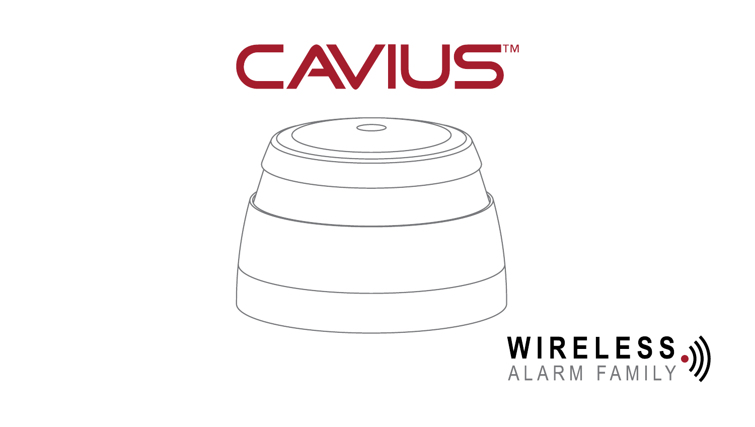CAVIUS™

WIRELESS
ALARM FAMILY